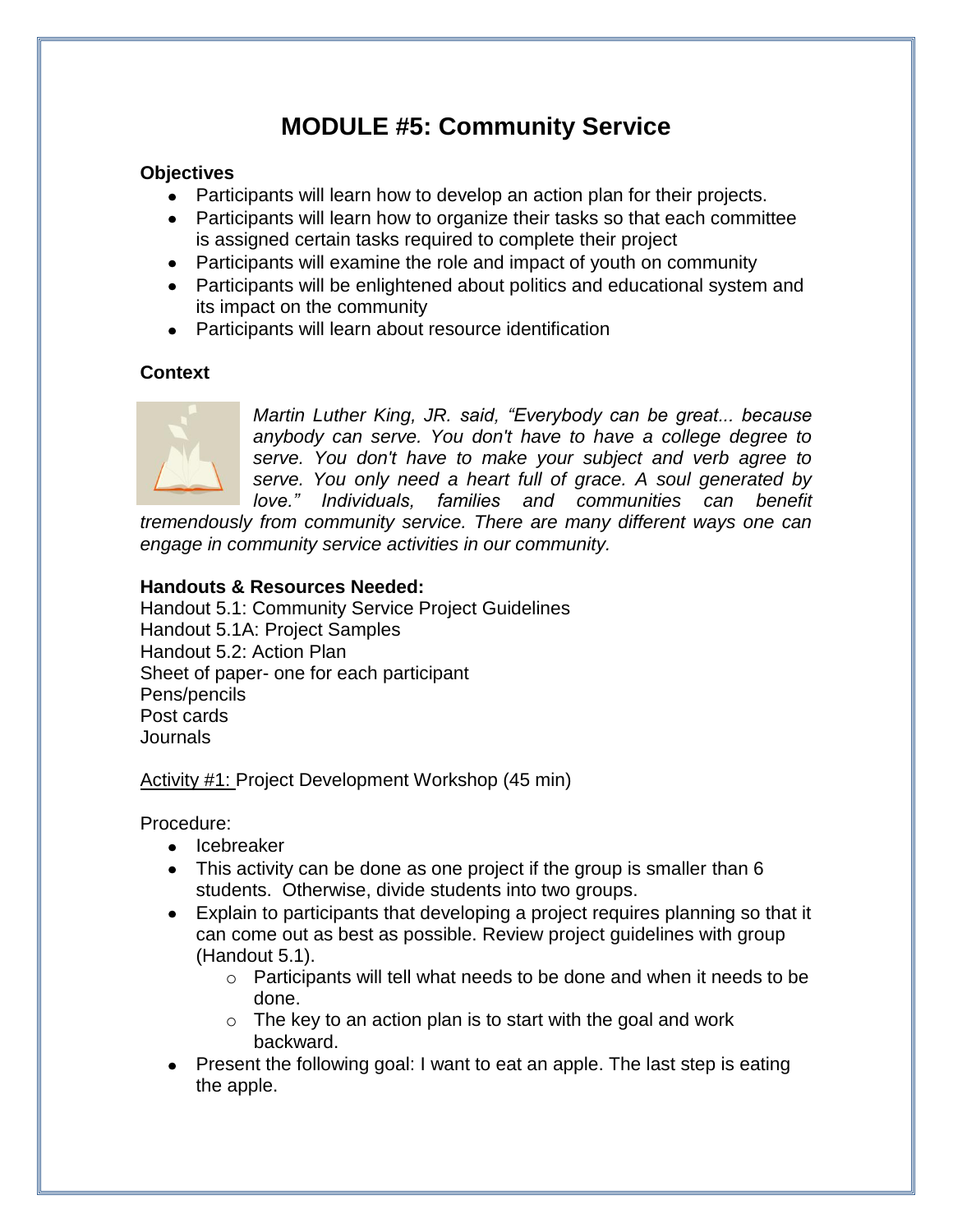# MODULE #5: Community Service

**Objectives**

- Participants will learn how to develop an action plan for their projects.
- Participants will learn how to organize their tasks so that each committee is assigned certain tasks required to complete their project
- Participants will examine the role and impact of youth on community
- Participants will be enlightened about politics and educational system and its impact on the community
- Participants will learn about resource identification

**Context**

*Martin Luther King, JR. said, "Everybody can be great... because anybody can serve. You don't have to have a college degree to serve. You don't have to make your subject and verb agree to serve. You only need a heart full of grace. A soul generated by love." Individuals, families and communities can benefit tremendously from community service. There are many different ways one can engage in community service activities in our community.*

**Handouts & Resources Needed:**

Handout 5.1: Community Service Project Guidelines
Handout 5.1A: Project Samples
Handout 5.2: Action Plan
Sheet of paper- one for each participant
Pens/pencils
Post cards
Journals

Activity #1: Project Development Workshop (45 min)

Procedure:

- Icebreaker
- This activity can be done as one project if the group is smaller than 6 students. Otherwise, divide students into two groups.
- Explain to participants that developing a project requires planning so that it can come out as best as possible. Review project guidelines with group (Handout 5.1).
  - Participants will tell what needs to be done and when it needs to be done.
  - The key to an action plan is to start with the goal and work backward.
- Present the following goal: I want to eat an apple. The last step is eating the apple.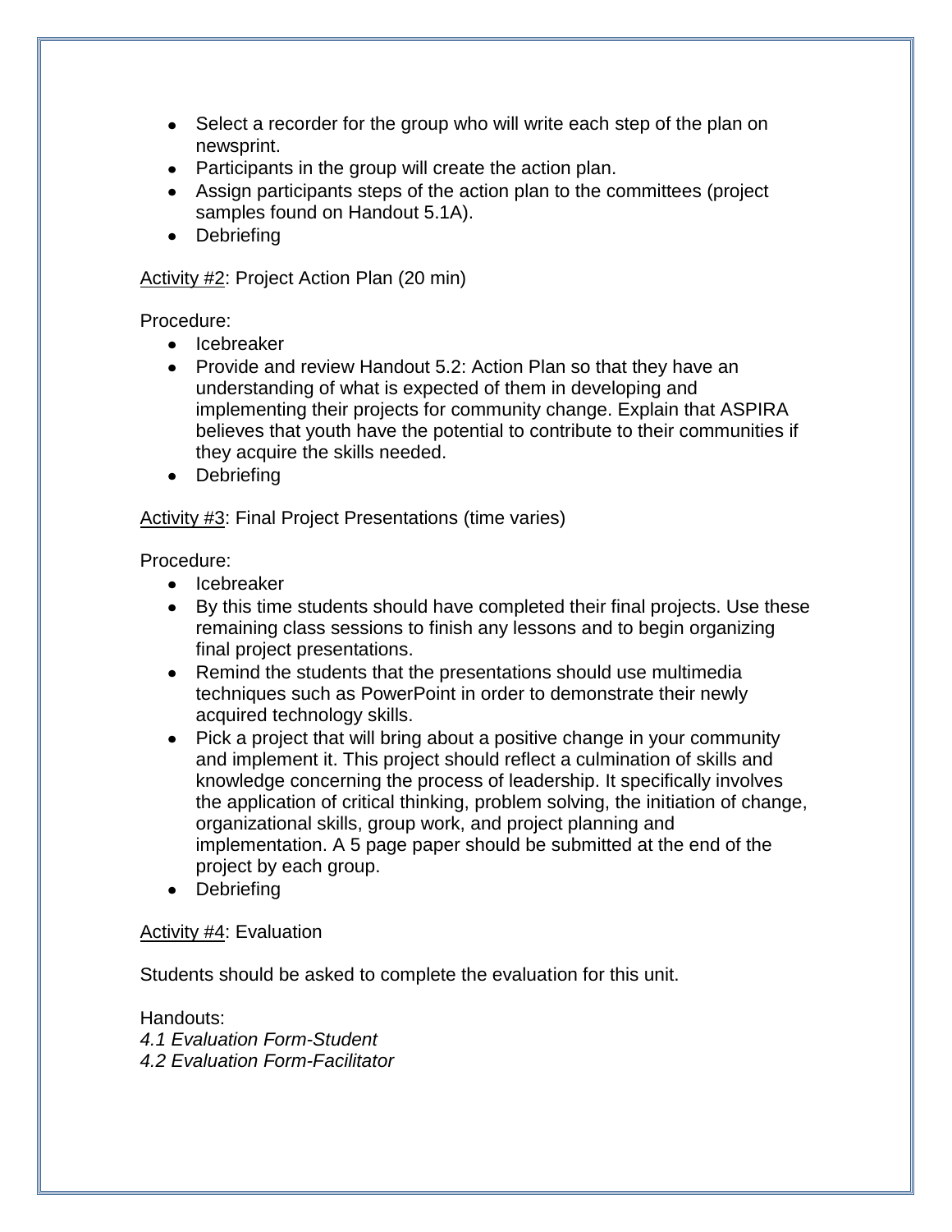- Select a recorder for the group who will write each step of the plan on newsprint.
- Participants in the group will create the action plan.
- Assign participants steps of the action plan to the committees (project samples found on Handout 5.1A).
- Debriefing

Activity #2: Project Action Plan (20 min)

Procedure:

- Icebreaker
- Provide and review Handout 5.2: Action Plan so that they have an understanding of what is expected of them in developing and implementing their projects for community change. Explain that ASPIRA believes that youth have the potential to contribute to their communities if they acquire the skills needed.
- Debriefing

Activity #3: Final Project Presentations (time varies)

Procedure:

- Icebreaker
- By this time students should have completed their final projects. Use these remaining class sessions to finish any lessons and to begin organizing final project presentations.
- Remind the students that the presentations should use multimedia techniques such as PowerPoint in order to demonstrate their newly acquired technology skills.
- Pick a project that will bring about a positive change in your community and implement it. This project should reflect a culmination of skills and knowledge concerning the process of leadership. It specifically involves the application of critical thinking, problem solving, the initiation of change, organizational skills, group work, and project planning and implementation. A 5 page paper should be submitted at the end of the project by each group.
- Debriefing

Activity #4: Evaluation

Students should be asked to complete the evaluation for this unit.

Handouts:
*4.1 Evaluation Form-Student*
*4.2 Evaluation Form-Facilitator*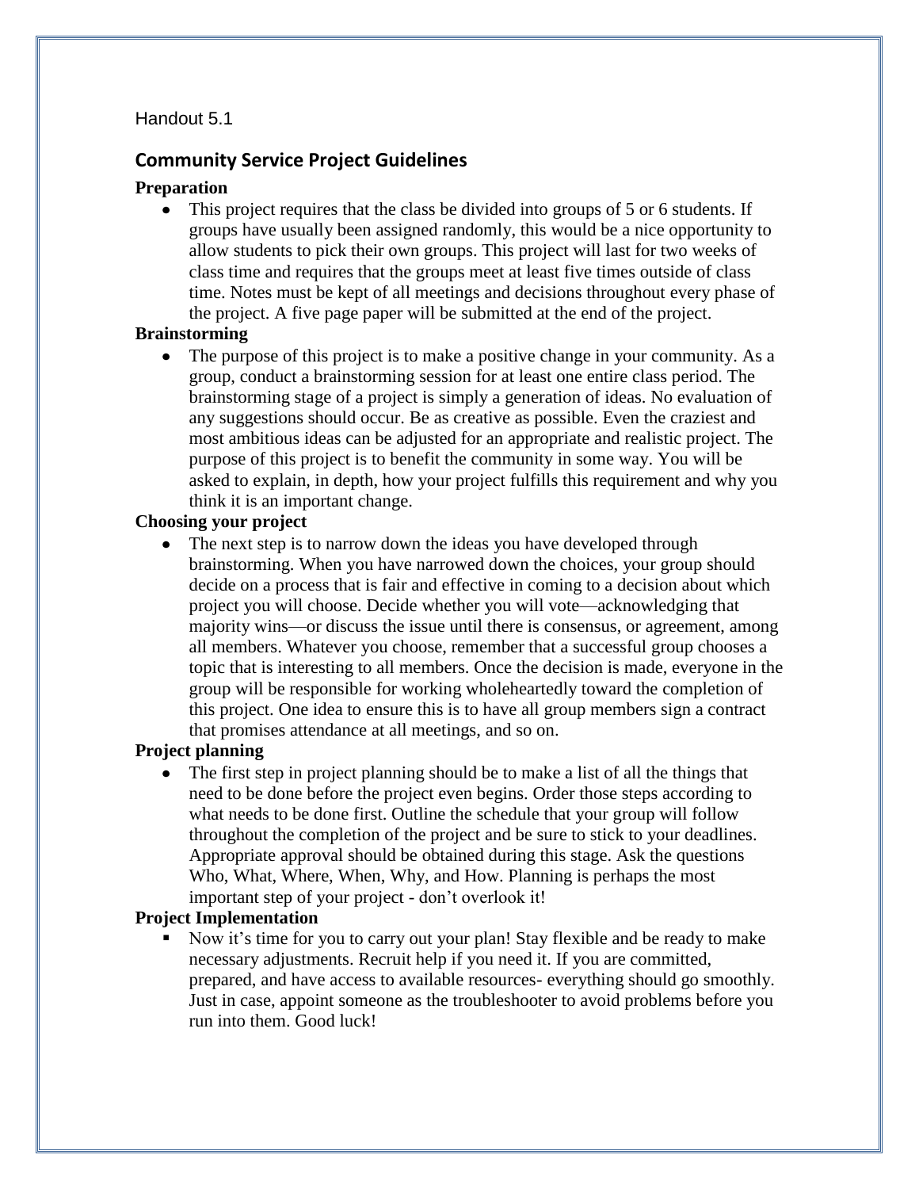Handout 5.1

## Community Service Project Guidelines

**Preparation**

- This project requires that the class be divided into groups of 5 or 6 students. If groups have usually been assigned randomly, this would be a nice opportunity to allow students to pick their own groups. This project will last for two weeks of class time and requires that the groups meet at least five times outside of class time. Notes must be kept of all meetings and decisions throughout every phase of the project. A five page paper will be submitted at the end of the project.

**Brainstorming**

- The purpose of this project is to make a positive change in your community. As a group, conduct a brainstorming session for at least one entire class period. The brainstorming stage of a project is simply a generation of ideas. No evaluation of any suggestions should occur. Be as creative as possible. Even the craziest and most ambitious ideas can be adjusted for an appropriate and realistic project. The purpose of this project is to benefit the community in some way. You will be asked to explain, in depth, how your project fulfills this requirement and why you think it is an important change.

**Choosing your project**

- The next step is to narrow down the ideas you have developed through brainstorming. When you have narrowed down the choices, your group should decide on a process that is fair and effective in coming to a decision about which project you will choose. Decide whether you will vote—acknowledging that majority wins—or discuss the issue until there is consensus, or agreement, among all members. Whatever you choose, remember that a successful group chooses a topic that is interesting to all members. Once the decision is made, everyone in the group will be responsible for working wholeheartedly toward the completion of this project. One idea to ensure this is to have all group members sign a contract that promises attendance at all meetings, and so on.

**Project planning**

- The first step in project planning should be to make a list of all the things that need to be done before the project even begins. Order those steps according to what needs to be done first. Outline the schedule that your group will follow throughout the completion of the project and be sure to stick to your deadlines. Appropriate approval should be obtained during this stage. Ask the questions Who, What, Where, When, Why, and How. Planning is perhaps the most important step of your project - don't overlook it!

**Project Implementation**

- Now it's time for you to carry out your plan! Stay flexible and be ready to make necessary adjustments. Recruit help if you need it. If you are committed, prepared, and have access to available resources- everything should go smoothly. Just in case, appoint someone as the troubleshooter to avoid problems before you run into them. Good luck!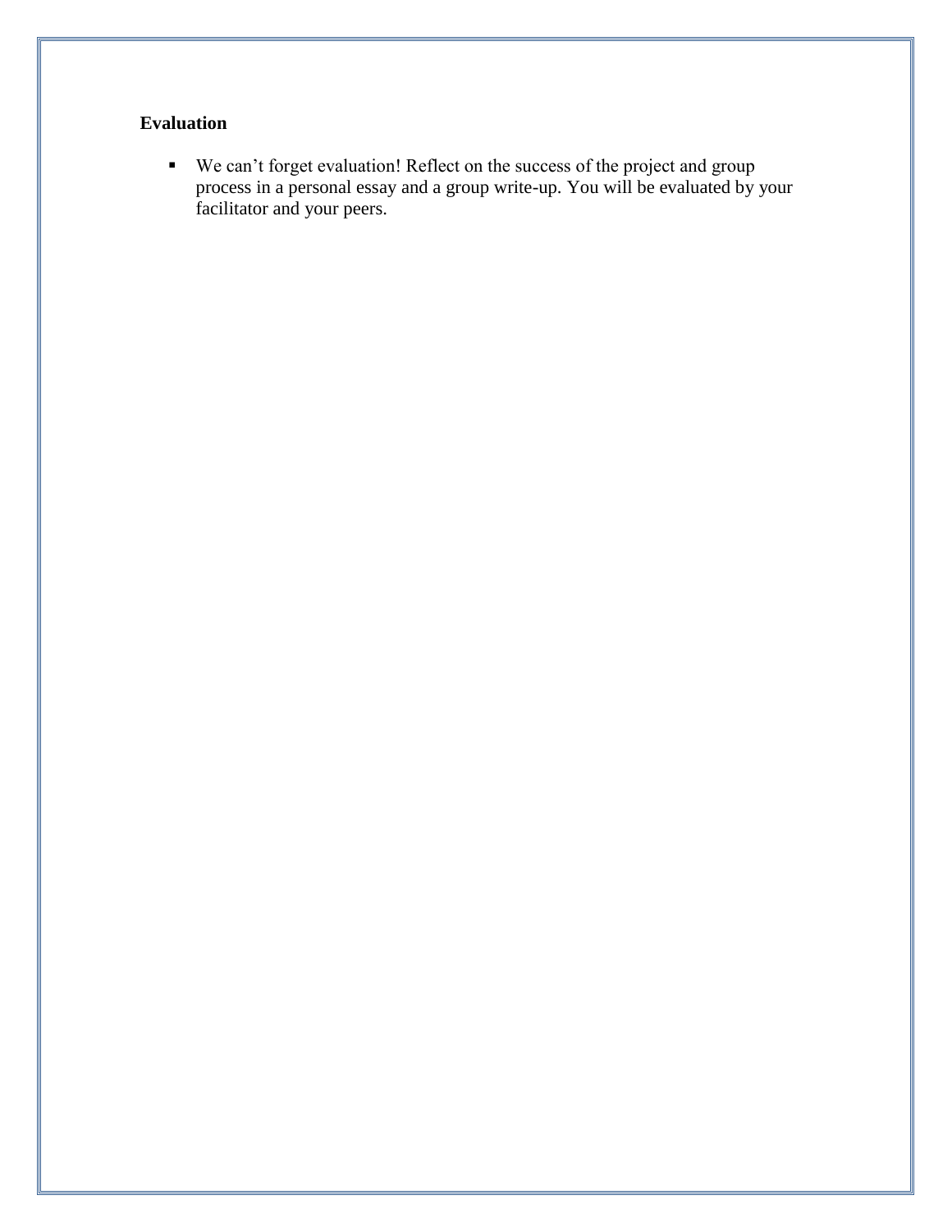**Evaluation**

- We can't forget evaluation! Reflect on the success of the project and group process in a personal essay and a group write-up. You will be evaluated by your facilitator and your peers.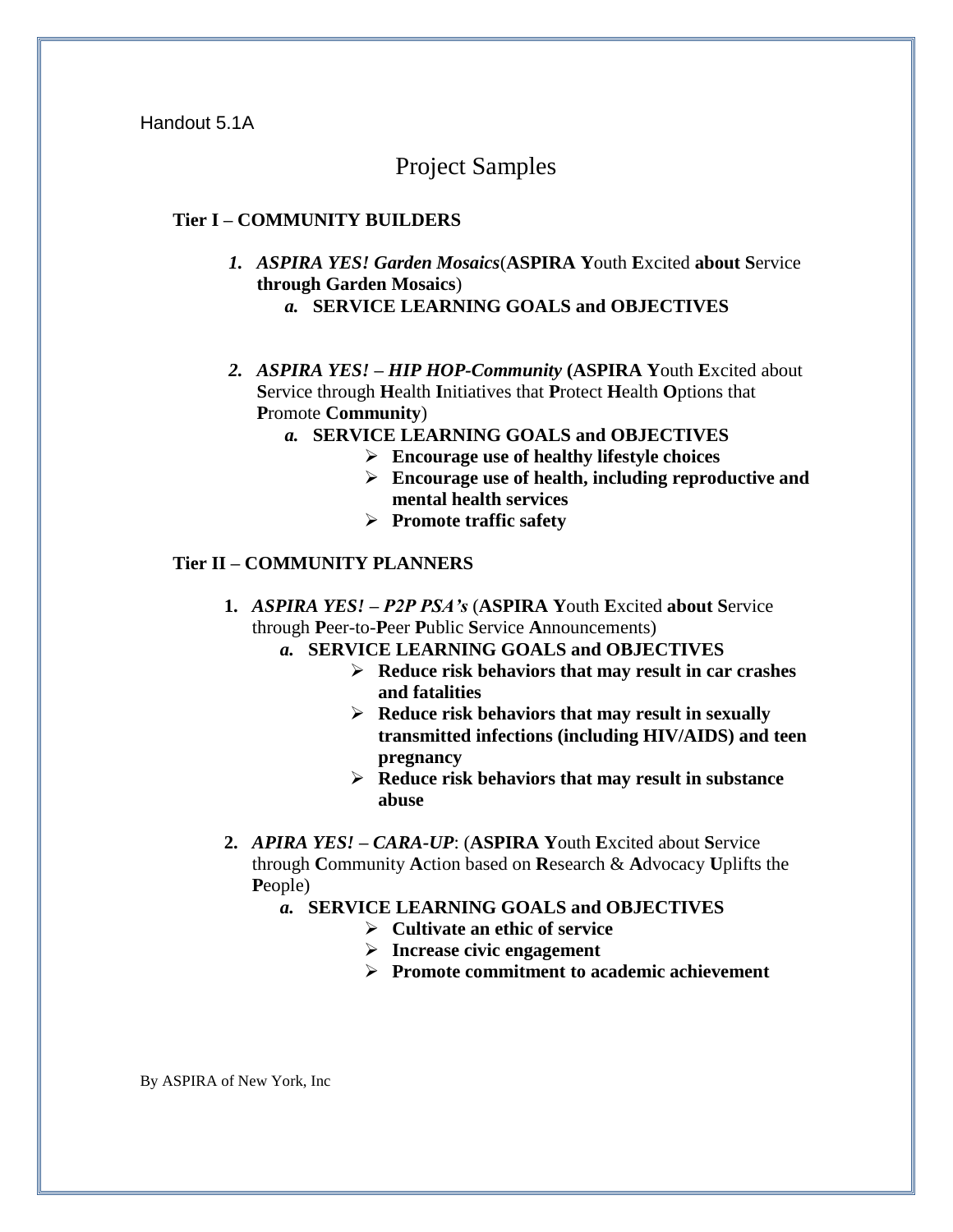Handout 5.1A

# Project Samples

## Tier I – COMMUNITY BUILDERS

1. ***ASPIRA YES! Garden Mosaics***(**ASPIRA Y**outh **E**xcited **about S**ervice **through Garden Mosaics**)
   a. **SERVICE LEARNING GOALS and OBJECTIVES**

2. ***ASPIRA YES! – HIP HOP-Community* (ASPIRA Y**outh **E**xcited about **S**ervice through **H**ealth **I**nitiatives that **P**rotect **H**ealth **O**ptions that **P**romote **Community**)
   a. **SERVICE LEARNING GOALS and OBJECTIVES**
      - **Encourage use of healthy lifestyle choices**
      - **Encourage use of health, including reproductive and mental health services**
      - **Promote traffic safety**

## Tier II – COMMUNITY PLANNERS

1. ***ASPIRA YES! – P2P PSA's*** (**ASPIRA Y**outh **E**xcited **about S**ervice through **P**eer-to-**P**eer **P**ublic **S**ervice **A**nnouncements)
   a. **SERVICE LEARNING GOALS and OBJECTIVES**
      - **Reduce risk behaviors that may result in car crashes and fatalities**
      - **Reduce risk behaviors that may result in sexually transmitted infections (including HIV/AIDS) and teen pregnancy**
      - **Reduce risk behaviors that may result in substance abuse**

2. ***APIRA YES! – CARA-UP***: (**ASPIRA Y**outh **E**xcited about **S**ervice through **C**ommunity **A**ction based on **R**esearch & **A**dvocacy **U**plifts the **P**eople)
   a. **SERVICE LEARNING GOALS and OBJECTIVES**
      - **Cultivate an ethic of service**
      - **Increase civic engagement**
      - **Promote commitment to academic achievement**

By ASPIRA of New York, Inc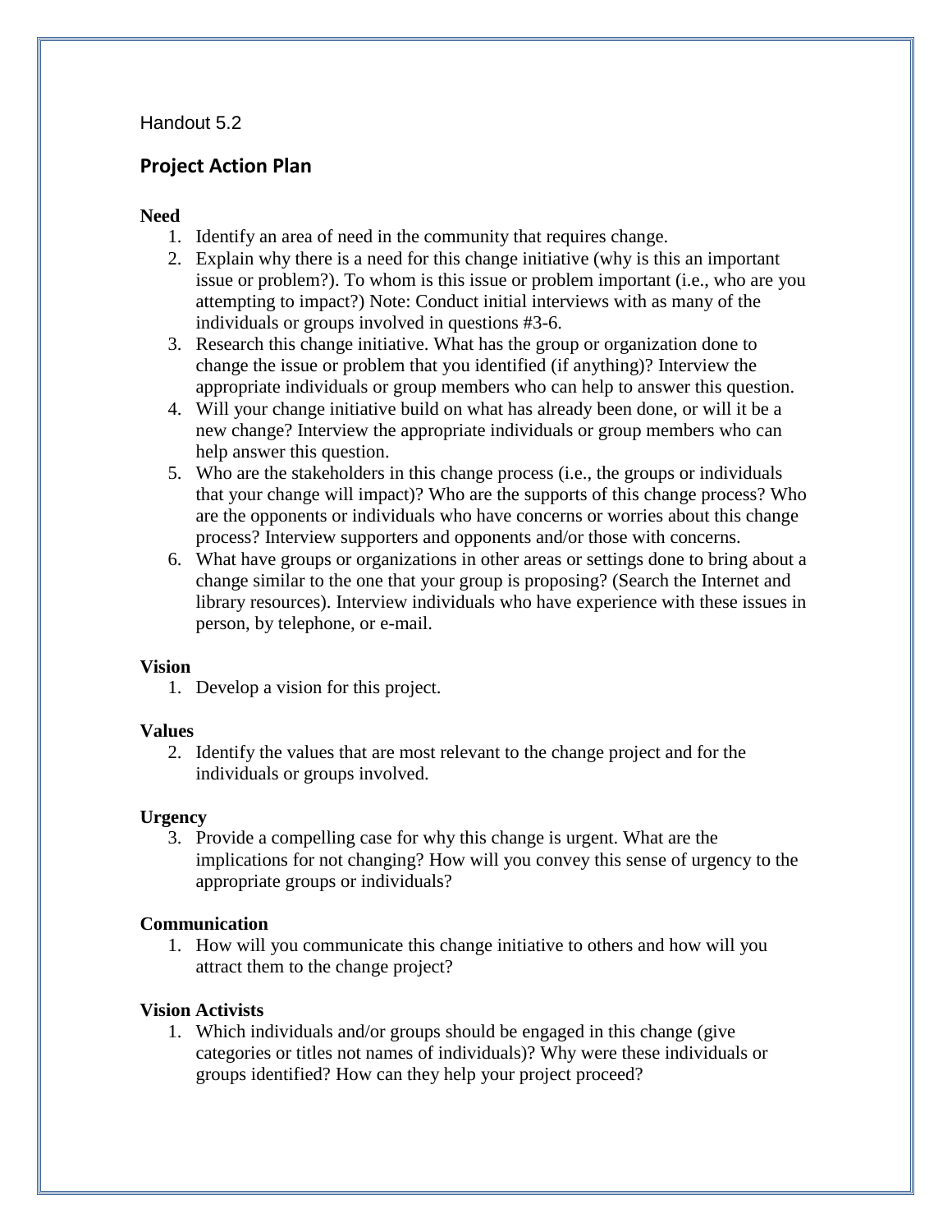Handout 5.2

## Project Action Plan

**Need**

1. Identify an area of need in the community that requires change.
2. Explain why there is a need for this change initiative (why is this an important issue or problem?). To whom is this issue or problem important (i.e., who are you attempting to impact?) Note: Conduct initial interviews with as many of the individuals or groups involved in questions #3-6.
3. Research this change initiative. What has the group or organization done to change the issue or problem that you identified (if anything)? Interview the appropriate individuals or group members who can help to answer this question.
4. Will your change initiative build on what has already been done, or will it be a new change? Interview the appropriate individuals or group members who can help answer this question.
5. Who are the stakeholders in this change process (i.e., the groups or individuals that your change will impact)? Who are the supports of this change process? Who are the opponents or individuals who have concerns or worries about this change process? Interview supporters and opponents and/or those with concerns.
6. What have groups or organizations in other areas or settings done to bring about a change similar to the one that your group is proposing? (Search the Internet and library resources). Interview individuals who have experience with these issues in person, by telephone, or e-mail.

**Vision**

1. Develop a vision for this project.

**Values**

2. Identify the values that are most relevant to the change project and for the individuals or groups involved.

**Urgency**

3. Provide a compelling case for why this change is urgent. What are the implications for not changing? How will you convey this sense of urgency to the appropriate groups or individuals?

**Communication**

1. How will you communicate this change initiative to others and how will you attract them to the change project?

**Vision Activists**

1. Which individuals and/or groups should be engaged in this change (give categories or titles not names of individuals)? Why were these individuals or groups identified? How can they help your project proceed?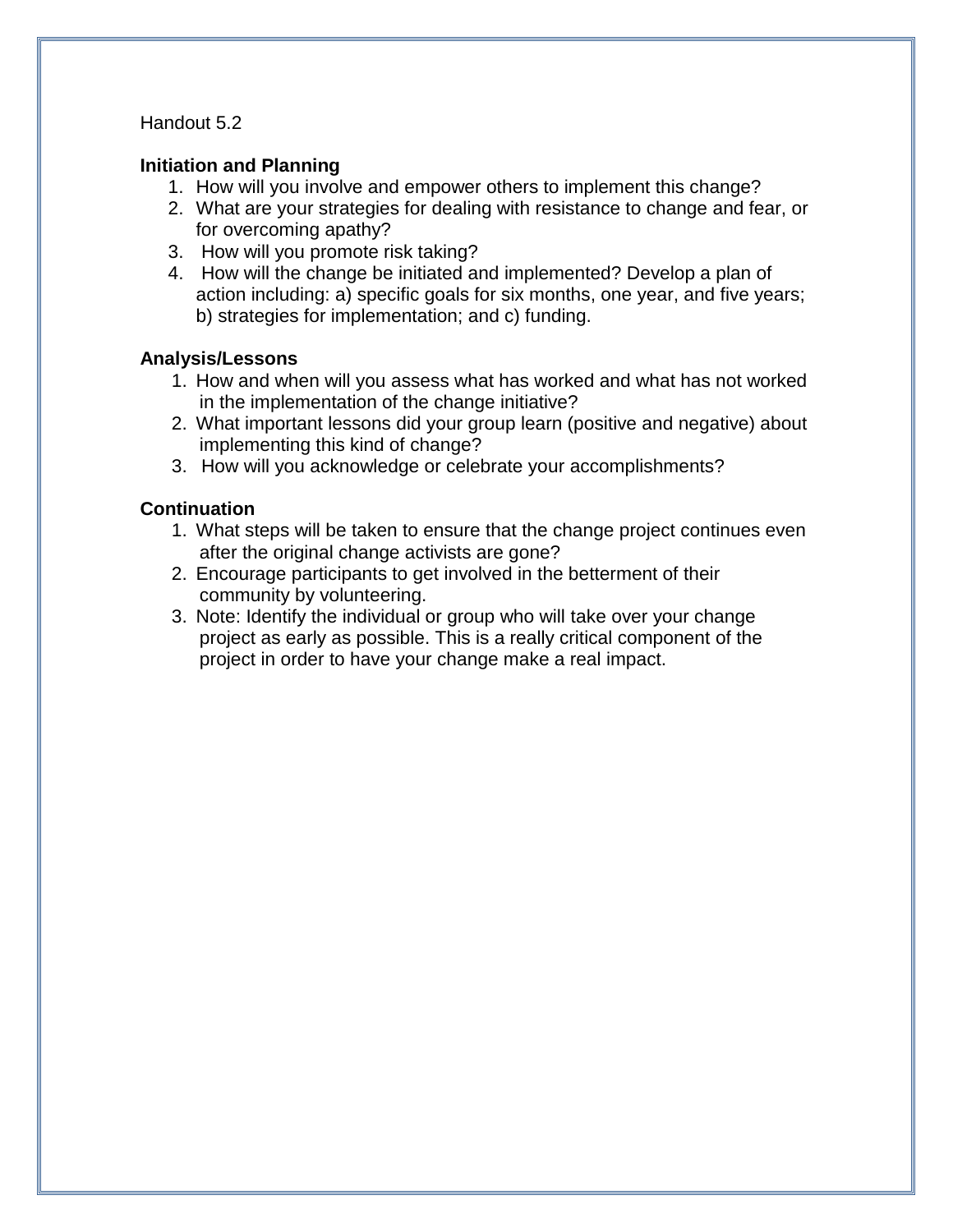Handout 5.2

**Initiation and Planning**

1. How will you involve and empower others to implement this change?
2. What are your strategies for dealing with resistance to change and fear, or for overcoming apathy?
3. How will you promote risk taking?
4. How will the change be initiated and implemented? Develop a plan of action including: a) specific goals for six months, one year, and five years; b) strategies for implementation; and c) funding.

**Analysis/Lessons**

1. How and when will you assess what has worked and what has not worked in the implementation of the change initiative?
2. What important lessons did your group learn (positive and negative) about implementing this kind of change?
3. How will you acknowledge or celebrate your accomplishments?

**Continuation**

1. What steps will be taken to ensure that the change project continues even after the original change activists are gone?
2. Encourage participants to get involved in the betterment of their community by volunteering.
3. Note: Identify the individual or group who will take over your change project as early as possible. This is a really critical component of the project in order to have your change make a real impact.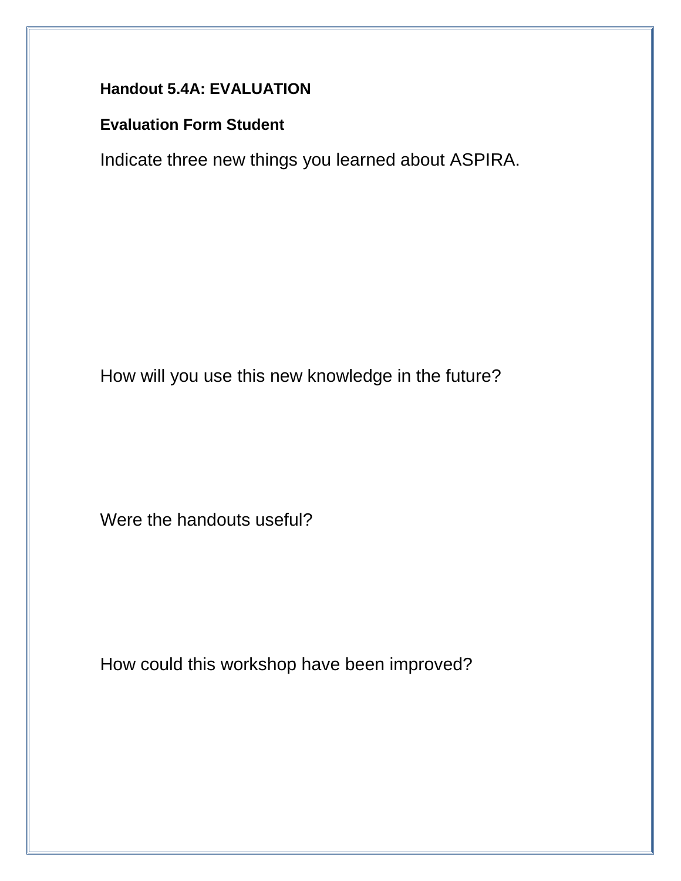**Handout 5.4A: EVALUATION**

**Evaluation Form Student**

Indicate three new things you learned about ASPIRA.

How will you use this new knowledge in the future?

Were the handouts useful?

How could this workshop have been improved?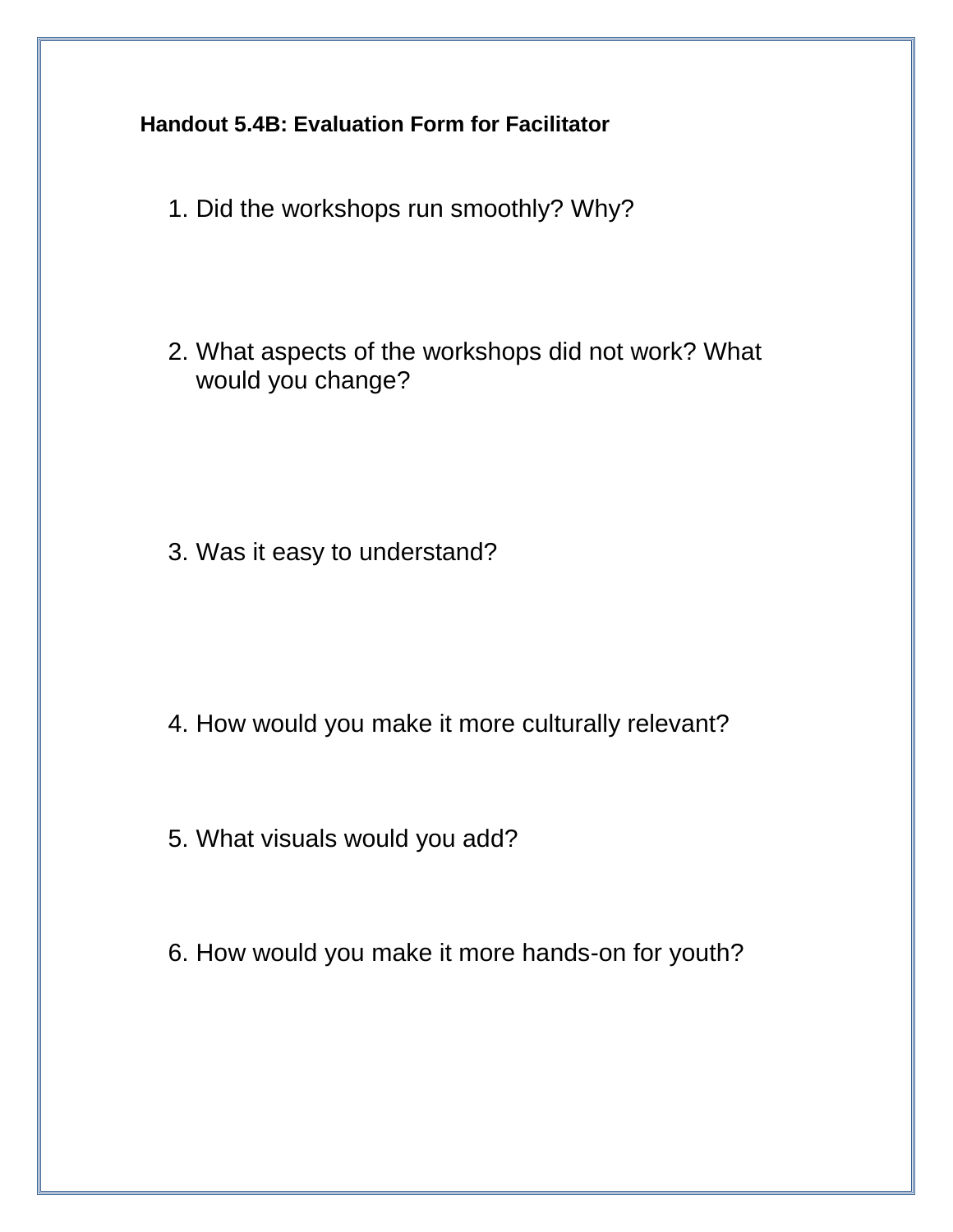**Handout 5.4B: Evaluation Form for Facilitator**

1. Did the workshops run smoothly? Why?

2. What aspects of the workshops did not work? What would you change?

3. Was it easy to understand?

4. How would you make it more culturally relevant?

5. What visuals would you add?

6. How would you make it more hands-on for youth?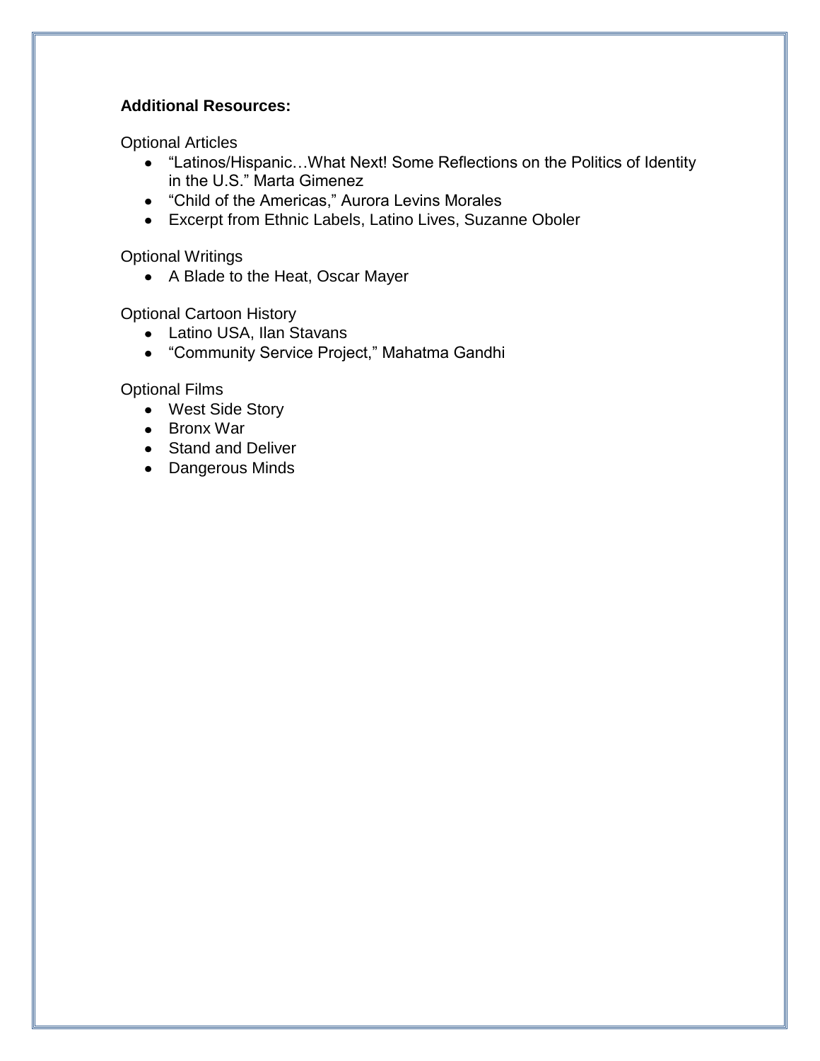**Additional Resources:**

Optional Articles

- “Latinos/Hispanic…What Next! Some Reflections on the Politics of Identity in the U.S.” Marta Gimenez
- “Child of the Americas,” Aurora Levins Morales
- Excerpt from Ethnic Labels, Latino Lives, Suzanne Oboler

Optional Writings

- A Blade to the Heat, Oscar Mayer

Optional Cartoon History

- Latino USA, Ilan Stavans
- “Community Service Project,” Mahatma Gandhi

Optional Films

- West Side Story
- Bronx War
- Stand and Deliver
- Dangerous Minds